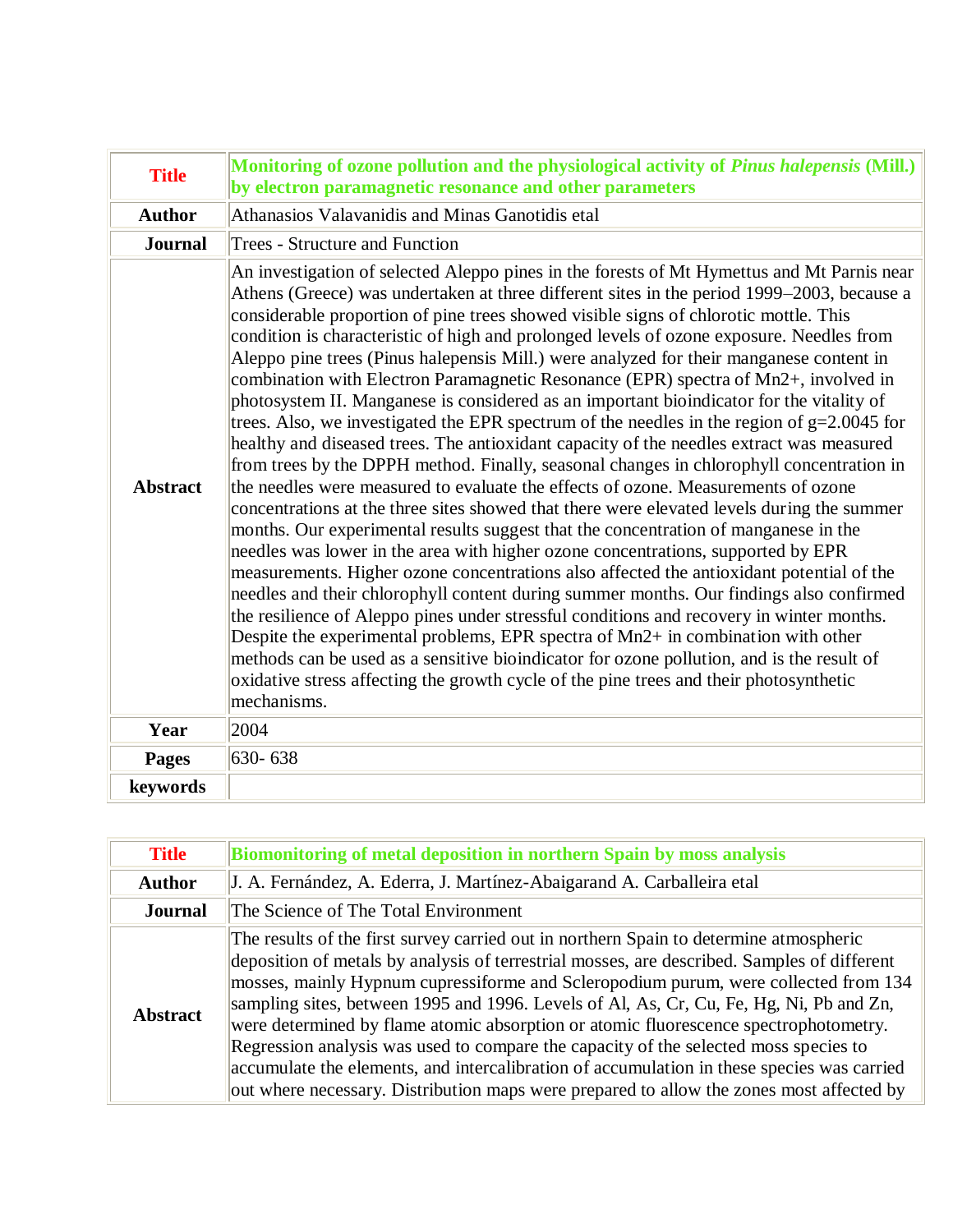| **Title** | **Monitoring of ozone pollution and the physiological activity of *Pinus halepensis* (Mill.) by electron paramagnetic resonance and other parameters** |
|---|---|
| **Author** | Athanasios Valavanidis and Minas Ganotidis etal |
| **Journal** | Trees - Structure and Function |
| **Abstract** | An investigation of selected Aleppo pines in the forests of Mt Hymettus and Mt Parnis near Athens (Greece) was undertaken at three different sites in the period 1999–2003, because a considerable proportion of pine trees showed visible signs of chlorotic mottle. This condition is characteristic of high and prolonged levels of ozone exposure. Needles from Aleppo pine trees (Pinus halepensis Mill.) were analyzed for their manganese content in combination with Electron Paramagnetic Resonance (EPR) spectra of $Mn^{2+}$, involved in photosystem II. Manganese is considered as an important bioindicator for the vitality of trees. Also, we investigated the EPR spectrum of the needles in the region of g=2.0045 for healthy and diseased trees. The antioxidant capacity of the needles extract was measured from trees by the DPPH method. Finally, seasonal changes in chlorophyll concentration in the needles were measured to evaluate the effects of ozone. Measurements of ozone concentrations at the three sites showed that there were elevated levels during the summer months. Our experimental results suggest that the concentration of manganese in the needles was lower in the area with higher ozone concentrations, supported by EPR measurements. Higher ozone concentrations also affected the antioxidant potential of the needles and their chlorophyll content during summer months. Our findings also confirmed the resilience of Aleppo pines under stressful conditions and recovery in winter months. Despite the experimental problems, EPR spectra of $Mn^{2+}$ in combination with other methods can be used as a sensitive bioindicator for ozone pollution, and is the result of oxidative stress affecting the growth cycle of the pine trees and their photosynthetic mechanisms. |
| **Year** | 2004 |
| **Pages** | 630- 638 |
| **keywords** | |

| **Title** | **Biomonitoring of metal deposition in northern Spain by moss analysis** |
|---|---|
| **Author** | J. A. Fernández, A. Ederra, J. Martínez-Abaigarand A. Carballeira etal |
| **Journal** | The Science of The Total Environment |
| **Abstract** | The results of the first survey carried out in northern Spain to determine atmospheric deposition of metals by analysis of terrestrial mosses, are described. Samples of different mosses, mainly Hypnum cupressiforme and Scleropodium purum, were collected from 134 sampling sites, between 1995 and 1996. Levels of Al, As, Cr, Cu, Fe, Hg, Ni, Pb and Zn, were determined by flame atomic absorption or atomic fluorescence spectrophotometry. Regression analysis was used to compare the capacity of the selected moss species to accumulate the elements, and intercalibration of accumulation in these species was carried out where necessary. Distribution maps were prepared to allow the zones most affected by |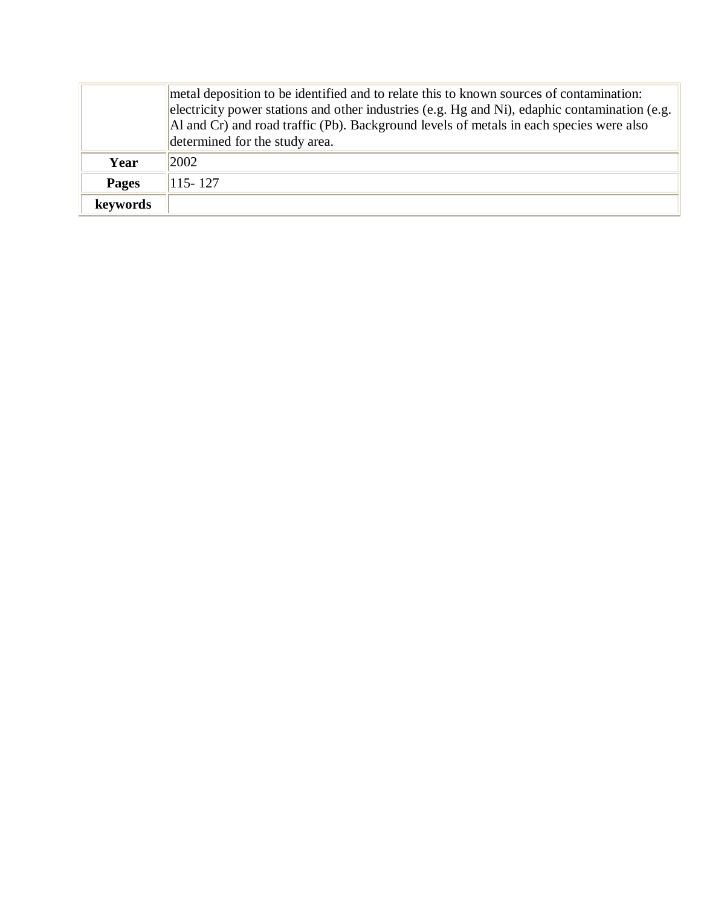| | |
|---|---|
| | metal deposition to be identified and to relate this to known sources of contamination: electricity power stations and other industries (e.g. Hg and Ni), edaphic contamination (e.g. Al and Cr) and road traffic (Pb). Background levels of metals in each species were also determined for the study area. |
| **Year** | 2002 |
| **Pages** | 115- 127 |
| **keywords** | |